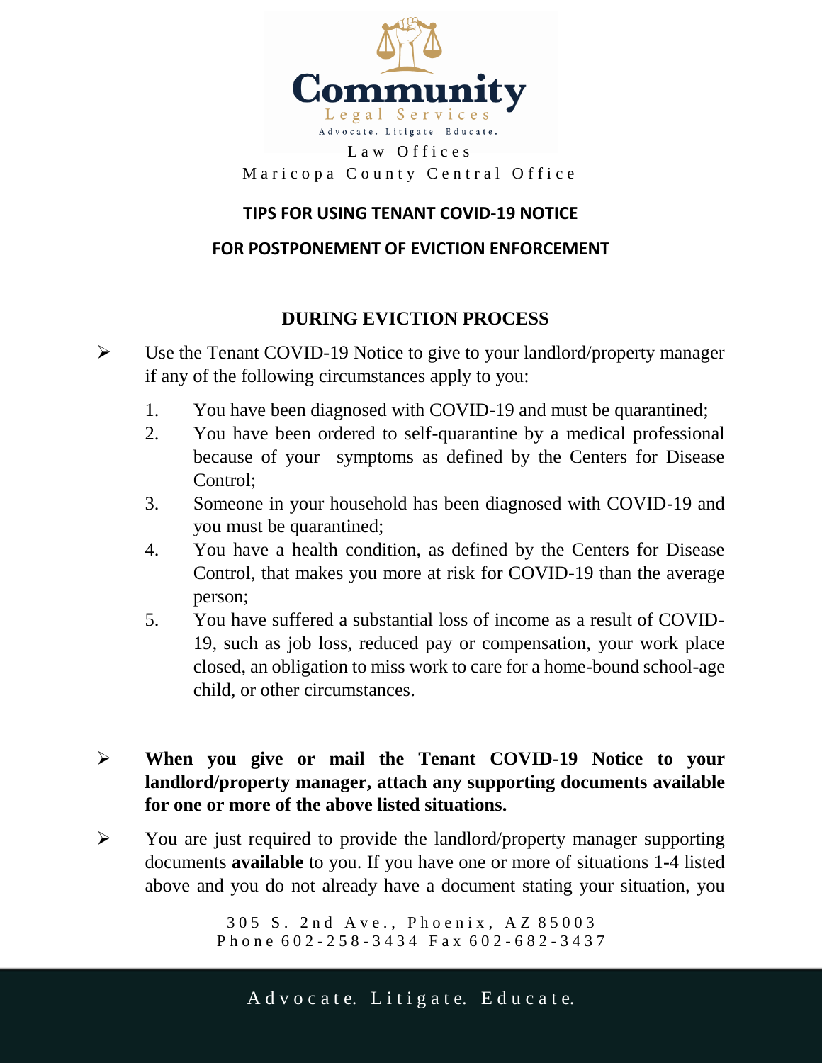Community Legal Services

Advocate. Litigate. Educate.

Law Offices

Maricopa County Central Office

## TIPS FOR USING TENANT COVID-19 NOTICE

## FOR POSTPONEMENT OF EVICTION ENFORCEMENT

### DURING EVICTION PROCESS

- Use the Tenant COVID-19 Notice to give to your landlord/property manager if any of the following circumstances apply to you:

  1. You have been diagnosed with COVID-19 and must be quarantined;
  2. You have been ordered to self-quarantine by a medical professional because of your symptoms as defined by the Centers for Disease Control;
  3. Someone in your household has been diagnosed with COVID-19 and you must be quarantined;
  4. You have a health condition, as defined by the Centers for Disease Control, that makes you more at risk for COVID-19 than the average person;
  5. You have suffered a substantial loss of income as a result of COVID-19, such as job loss, reduced pay or compensation, your work place closed, an obligation to miss work to care for a home-bound school-age child, or other circumstances.

- **When you give or mail the Tenant COVID-19 Notice to your landlord/property manager, attach any supporting documents available for one or more of the above listed situations.**

- You are just required to provide the landlord/property manager supporting documents **available** to you. If you have one or more of situations 1-4 listed above and you do not already have a document stating your situation, you

305 S. 2nd Ave., Phoenix, AZ 85003
Phone 602-258-3434 Fax 602-682-3437

Advocate. Litigate. Educate.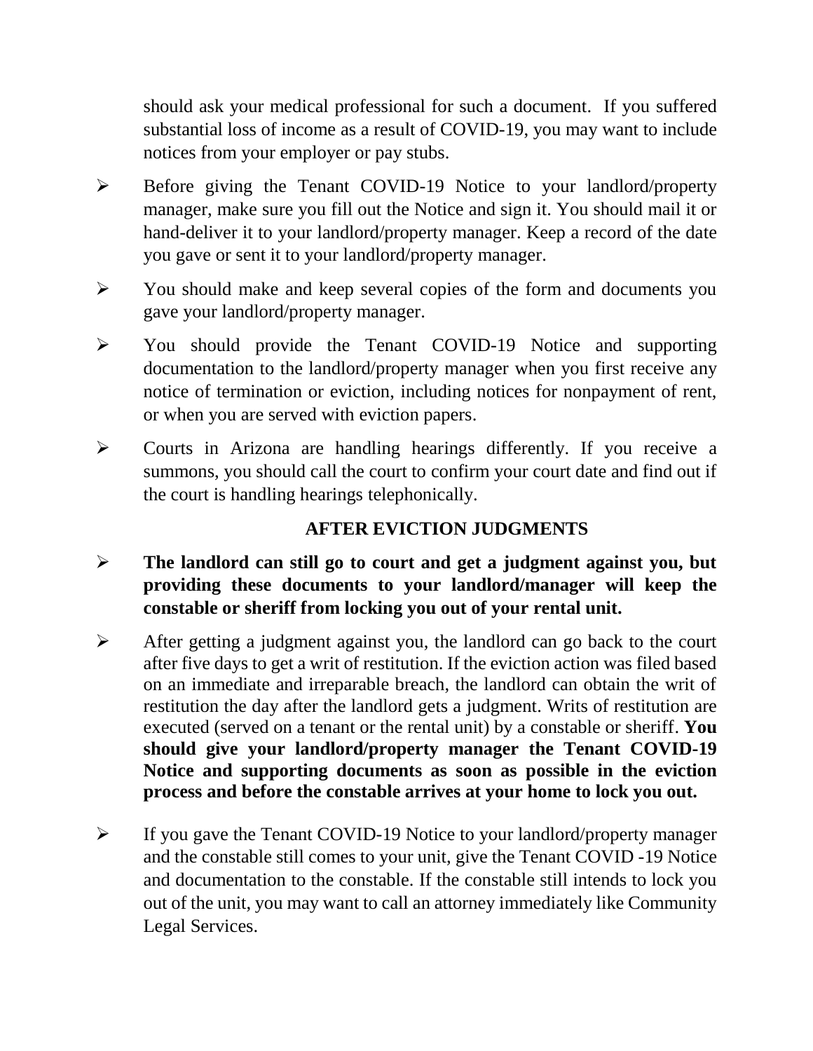should ask your medical professional for such a document. If you suffered substantial loss of income as a result of COVID-19, you may want to include notices from your employer or pay stubs.

- Before giving the Tenant COVID-19 Notice to your landlord/property manager, make sure you fill out the Notice and sign it. You should mail it or hand-deliver it to your landlord/property manager. Keep a record of the date you gave or sent it to your landlord/property manager.
- You should make and keep several copies of the form and documents you gave your landlord/property manager.
- You should provide the Tenant COVID-19 Notice and supporting documentation to the landlord/property manager when you first receive any notice of termination or eviction, including notices for nonpayment of rent, or when you are served with eviction papers.
- Courts in Arizona are handling hearings differently. If you receive a summons, you should call the court to confirm your court date and find out if the court is handling hearings telephonically.

## AFTER EVICTION JUDGMENTS

- **The landlord can still go to court and get a judgment against you, but providing these documents to your landlord/manager will keep the constable or sheriff from locking you out of your rental unit.**
- After getting a judgment against you, the landlord can go back to the court after five days to get a writ of restitution. If the eviction action was filed based on an immediate and irreparable breach, the landlord can obtain the writ of restitution the day after the landlord gets a judgment. Writs of restitution are executed (served on a tenant or the rental unit) by a constable or sheriff. **You should give your landlord/property manager the Tenant COVID-19 Notice and supporting documents as soon as possible in the eviction process and before the constable arrives at your home to lock you out.**
- If you gave the Tenant COVID-19 Notice to your landlord/property manager and the constable still comes to your unit, give the Tenant COVID -19 Notice and documentation to the constable. If the constable still intends to lock you out of the unit, you may want to call an attorney immediately like Community Legal Services.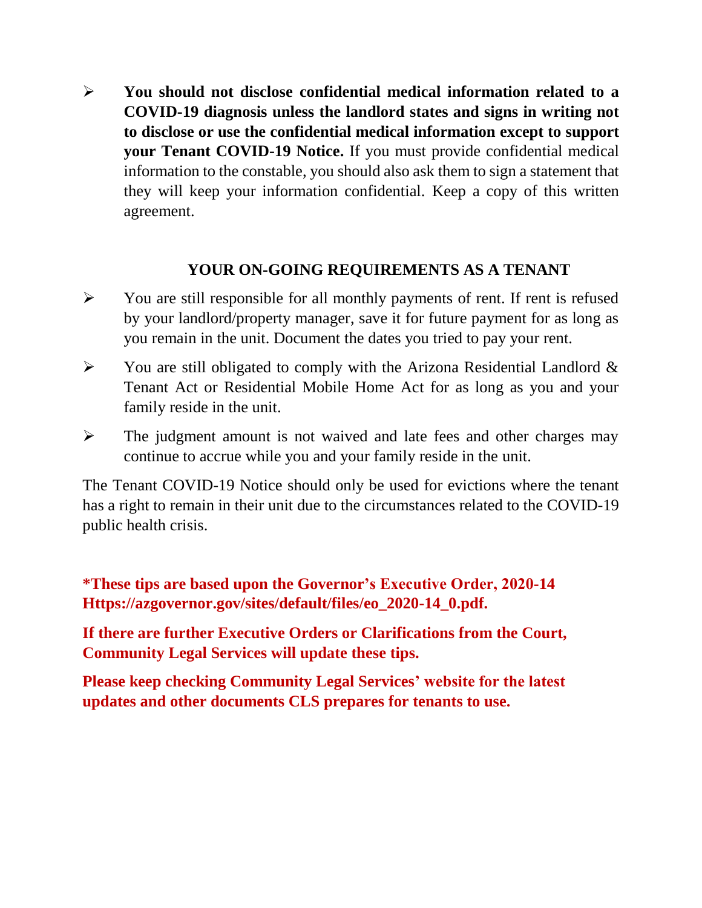- **You should not disclose confidential medical information related to a COVID-19 diagnosis unless the landlord states and signs in writing not to disclose or use the confidential medical information except to support your Tenant COVID-19 Notice.** If you must provide confidential medical information to the constable, you should also ask them to sign a statement that they will keep your information confidential. Keep a copy of this written agreement.

## YOUR ON-GOING REQUIREMENTS AS A TENANT

- You are still responsible for all monthly payments of rent. If rent is refused by your landlord/property manager, save it for future payment for as long as you remain in the unit. Document the dates you tried to pay your rent.
- You are still obligated to comply with the Arizona Residential Landlord & Tenant Act or Residential Mobile Home Act for as long as you and your family reside in the unit.
- The judgment amount is not waived and late fees and other charges may continue to accrue while you and your family reside in the unit.

The Tenant COVID-19 Notice should only be used for evictions where the tenant has a right to remain in their unit due to the circumstances related to the COVID-19 public health crisis.

**\*These tips are based upon the Governor's Executive Order, 2020-14 Https://azgovernor.gov/sites/default/files/eo_2020-14_0.pdf.**

**If there are further Executive Orders or Clarifications from the Court, Community Legal Services will update these tips.**

**Please keep checking Community Legal Services' website for the latest updates and other documents CLS prepares for tenants to use.**